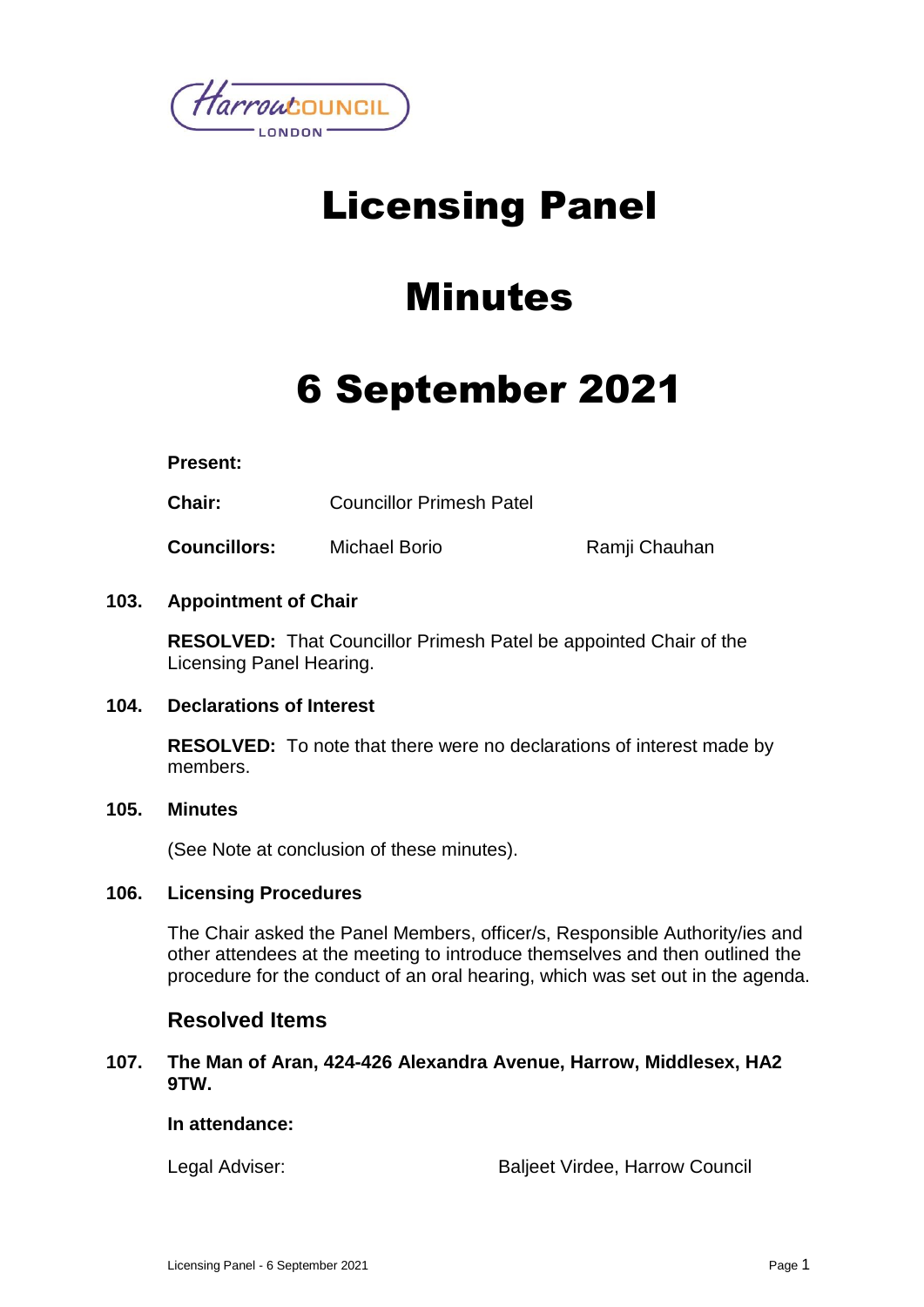# Licensing Panel

# Minutes

# 6 September 2021

**Present:**

| | | |
|---|---|---|
| **Chair:** | Councillor Primesh Patel | |
| **Councillors:** | Michael Borio | Ramji Chauhan |

**103. Appointment of Chair**

**RESOLVED:** That Councillor Primesh Patel be appointed Chair of the Licensing Panel Hearing.

**104. Declarations of Interest**

**RESOLVED:** To note that there were no declarations of interest made by members.

**105. Minutes**

(See Note at conclusion of these minutes).

**106. Licensing Procedures**

The Chair asked the Panel Members, officer/s, Responsible Authority/ies and other attendees at the meeting to introduce themselves and then outlined the procedure for the conduct of an oral hearing, which was set out in the agenda.

## Resolved Items

**107. The Man of Aran, 424-426 Alexandra Avenue, Harrow, Middlesex, HA2 9TW.**

**In attendance:**

| | |
|---|---|
| Legal Adviser: | Baljeet Virdee, Harrow Council |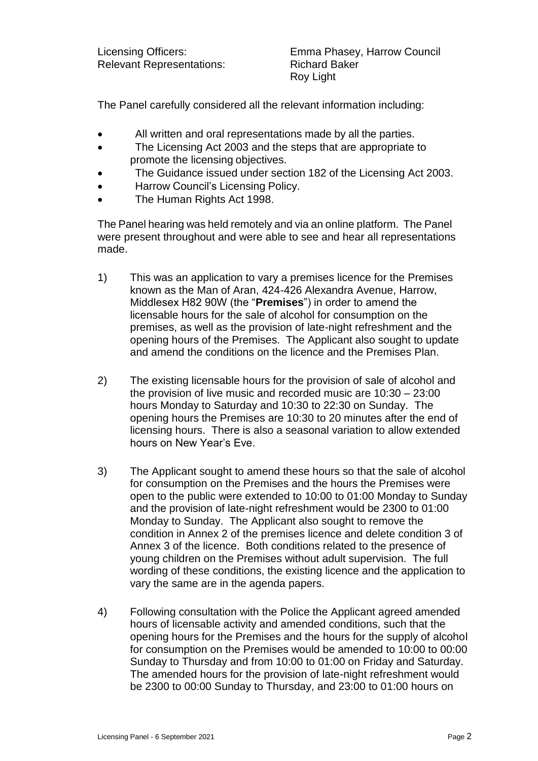| | |
|---|---|
| Licensing Officers: | Emma Phasey, Harrow Council |
| Relevant Representations: | Richard Baker<br>Roy Light |

The Panel carefully considered all the relevant information including:

- All written and oral representations made by all the parties.
- The Licensing Act 2003 and the steps that are appropriate to promote the licensing objectives.
- The Guidance issued under section 182 of the Licensing Act 2003.
- Harrow Council's Licensing Policy.
- The Human Rights Act 1998.

The Panel hearing was held remotely and via an online platform. The Panel were present throughout and were able to see and hear all representations made.

1) This was an application to vary a premises licence for the Premises known as the Man of Aran, 424-426 Alexandra Avenue, Harrow, Middlesex H82 90W (the "**Premises**") in order to amend the licensable hours for the sale of alcohol for consumption on the premises, as well as the provision of late-night refreshment and the opening hours of the Premises. The Applicant also sought to update and amend the conditions on the licence and the Premises Plan.

2) The existing licensable hours for the provision of sale of alcohol and the provision of live music and recorded music are 10:30 – 23:00 hours Monday to Saturday and 10:30 to 22:30 on Sunday. The opening hours the Premises are 10:30 to 20 minutes after the end of licensing hours. There is also a seasonal variation to allow extended hours on New Year's Eve.

3) The Applicant sought to amend these hours so that the sale of alcohol for consumption on the Premises and the hours the Premises were open to the public were extended to 10:00 to 01:00 Monday to Sunday and the provision of late-night refreshment would be 2300 to 01:00 Monday to Sunday. The Applicant also sought to remove the condition in Annex 2 of the premises licence and delete condition 3 of Annex 3 of the licence. Both conditions related to the presence of young children on the Premises without adult supervision. The full wording of these conditions, the existing licence and the application to vary the same are in the agenda papers.

4) Following consultation with the Police the Applicant agreed amended hours of licensable activity and amended conditions, such that the opening hours for the Premises and the hours for the supply of alcohol for consumption on the Premises would be amended to 10:00 to 00:00 Sunday to Thursday and from 10:00 to 01:00 on Friday and Saturday. The amended hours for the provision of late-night refreshment would be 2300 to 00:00 Sunday to Thursday, and 23:00 to 01:00 hours on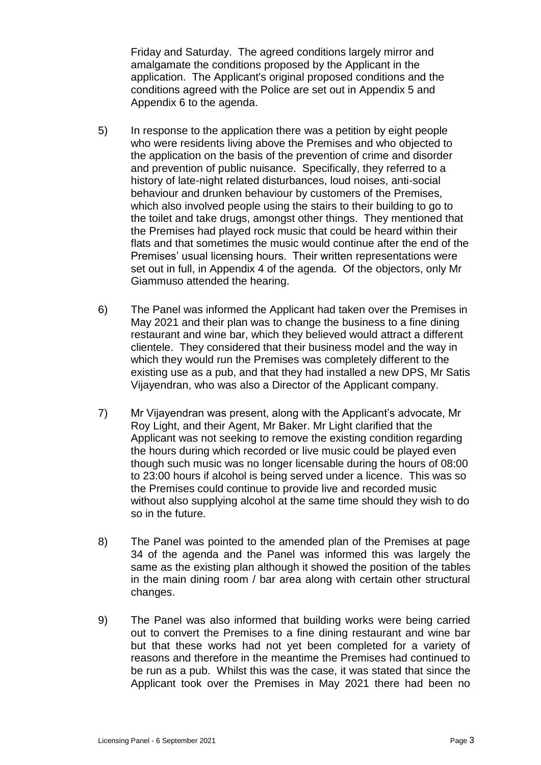Friday and Saturday. The agreed conditions largely mirror and amalgamate the conditions proposed by the Applicant in the application. The Applicant's original proposed conditions and the conditions agreed with the Police are set out in Appendix 5 and Appendix 6 to the agenda.

5) In response to the application there was a petition by eight people who were residents living above the Premises and who objected to the application on the basis of the prevention of crime and disorder and prevention of public nuisance. Specifically, they referred to a history of late-night related disturbances, loud noises, anti-social behaviour and drunken behaviour by customers of the Premises, which also involved people using the stairs to their building to go to the toilet and take drugs, amongst other things. They mentioned that the Premises had played rock music that could be heard within their flats and that sometimes the music would continue after the end of the Premises' usual licensing hours. Their written representations were set out in full, in Appendix 4 of the agenda. Of the objectors, only Mr Giammuso attended the hearing.

6) The Panel was informed the Applicant had taken over the Premises in May 2021 and their plan was to change the business to a fine dining restaurant and wine bar, which they believed would attract a different clientele. They considered that their business model and the way in which they would run the Premises was completely different to the existing use as a pub, and that they had installed a new DPS, Mr Satis Vijayendran, who was also a Director of the Applicant company.

7) Mr Vijayendran was present, along with the Applicant's advocate, Mr Roy Light, and their Agent, Mr Baker. Mr Light clarified that the Applicant was not seeking to remove the existing condition regarding the hours during which recorded or live music could be played even though such music was no longer licensable during the hours of 08:00 to 23:00 hours if alcohol is being served under a licence. This was so the Premises could continue to provide live and recorded music without also supplying alcohol at the same time should they wish to do so in the future.

8) The Panel was pointed to the amended plan of the Premises at page 34 of the agenda and the Panel was informed this was largely the same as the existing plan although it showed the position of the tables in the main dining room / bar area along with certain other structural changes.

9) The Panel was also informed that building works were being carried out to convert the Premises to a fine dining restaurant and wine bar but that these works had not yet been completed for a variety of reasons and therefore in the meantime the Premises had continued to be run as a pub. Whilst this was the case, it was stated that since the Applicant took over the Premises in May 2021 there had been no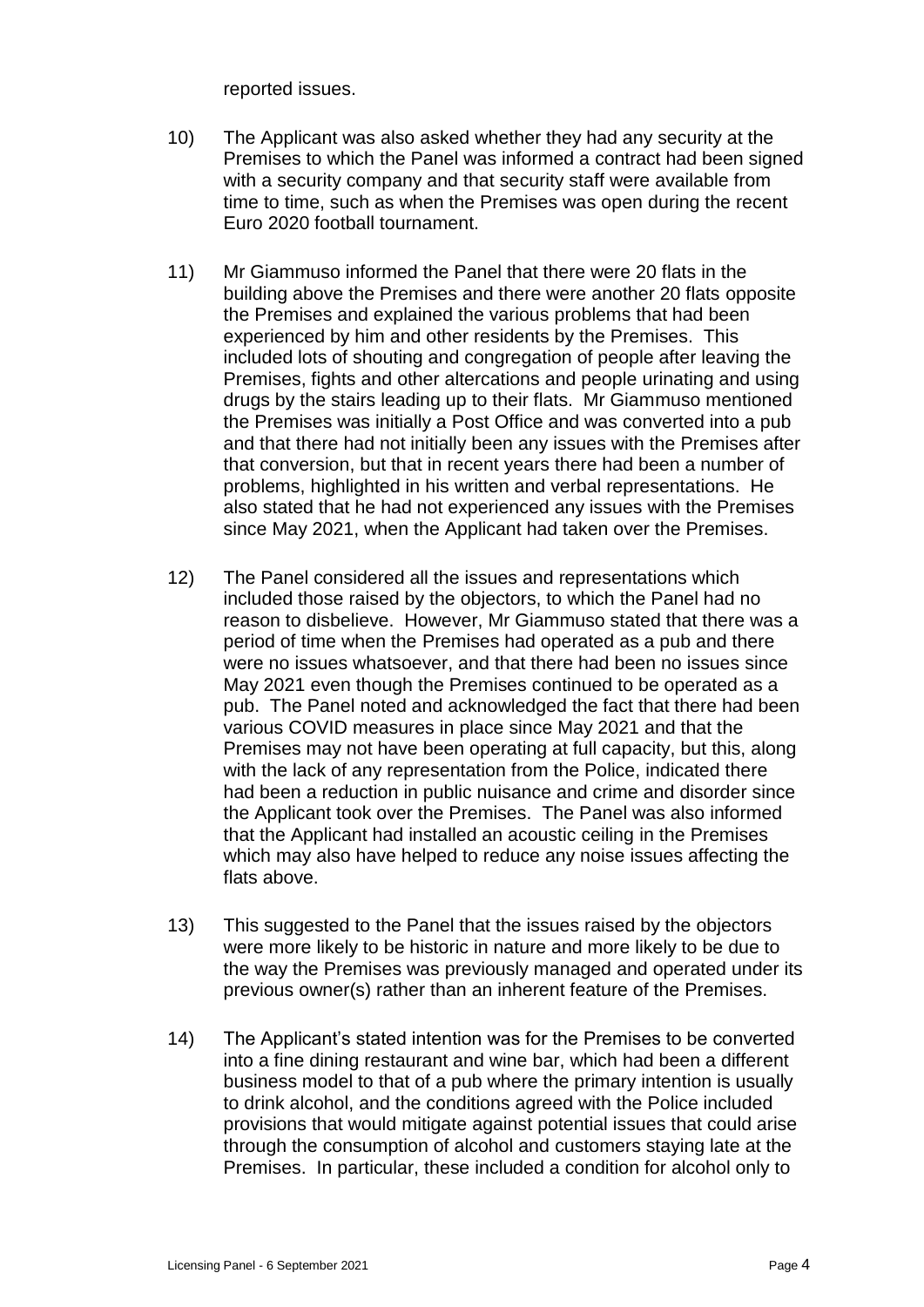reported issues.

10) The Applicant was also asked whether they had any security at the Premises to which the Panel was informed a contract had been signed with a security company and that security staff were available from time to time, such as when the Premises was open during the recent Euro 2020 football tournament.

11) Mr Giammuso informed the Panel that there were 20 flats in the building above the Premises and there were another 20 flats opposite the Premises and explained the various problems that had been experienced by him and other residents by the Premises. This included lots of shouting and congregation of people after leaving the Premises, fights and other altercations and people urinating and using drugs by the stairs leading up to their flats. Mr Giammuso mentioned the Premises was initially a Post Office and was converted into a pub and that there had not initially been any issues with the Premises after that conversion, but that in recent years there had been a number of problems, highlighted in his written and verbal representations. He also stated that he had not experienced any issues with the Premises since May 2021, when the Applicant had taken over the Premises.

12) The Panel considered all the issues and representations which included those raised by the objectors, to which the Panel had no reason to disbelieve. However, Mr Giammuso stated that there was a period of time when the Premises had operated as a pub and there were no issues whatsoever, and that there had been no issues since May 2021 even though the Premises continued to be operated as a pub. The Panel noted and acknowledged the fact that there had been various COVID measures in place since May 2021 and that the Premises may not have been operating at full capacity, but this, along with the lack of any representation from the Police, indicated there had been a reduction in public nuisance and crime and disorder since the Applicant took over the Premises. The Panel was also informed that the Applicant had installed an acoustic ceiling in the Premises which may also have helped to reduce any noise issues affecting the flats above.

13) This suggested to the Panel that the issues raised by the objectors were more likely to be historic in nature and more likely to be due to the way the Premises was previously managed and operated under its previous owner(s) rather than an inherent feature of the Premises.

14) The Applicant's stated intention was for the Premises to be converted into a fine dining restaurant and wine bar, which had been a different business model to that of a pub where the primary intention is usually to drink alcohol, and the conditions agreed with the Police included provisions that would mitigate against potential issues that could arise through the consumption of alcohol and customers staying late at the Premises. In particular, these included a condition for alcohol only to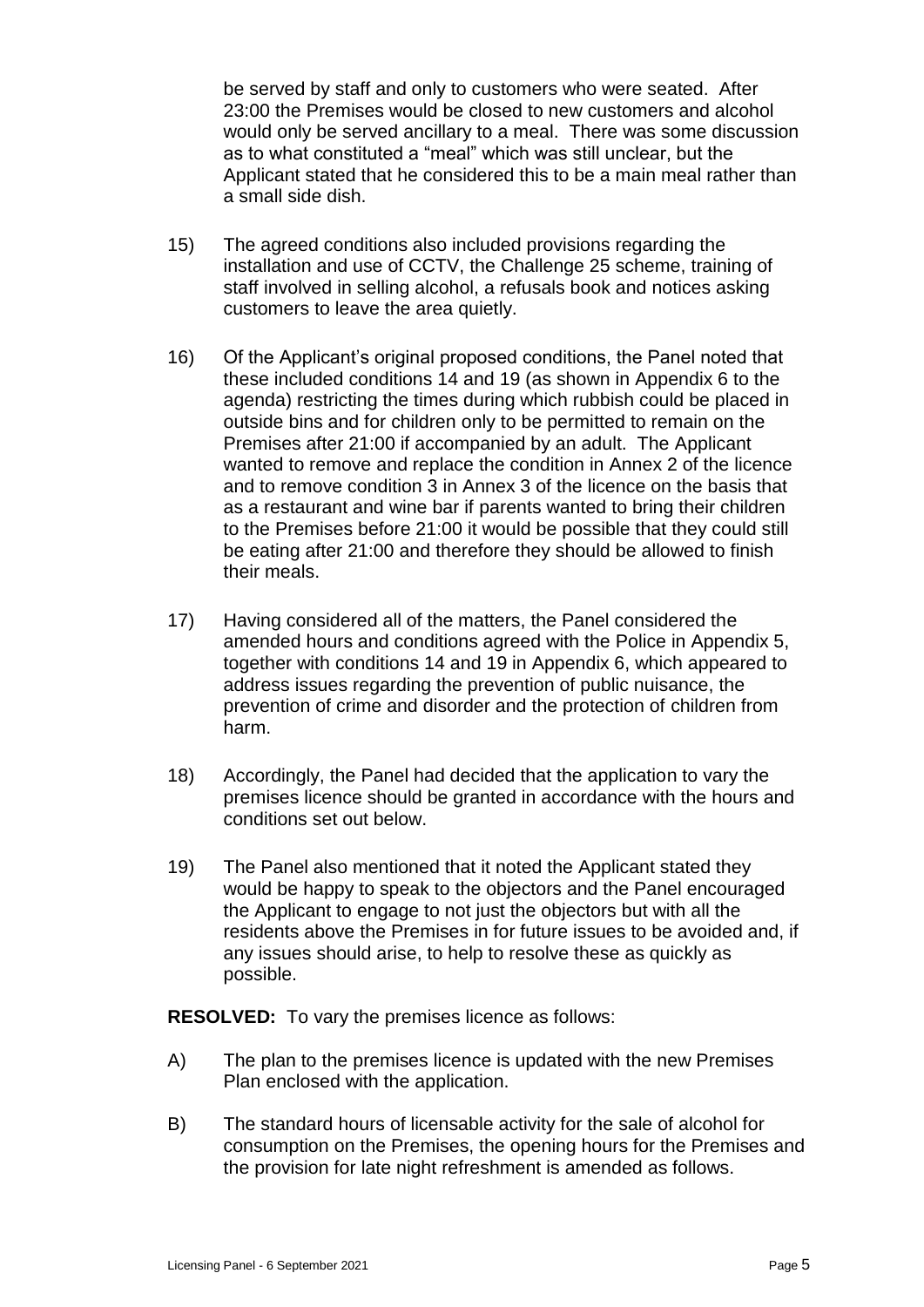be served by staff and only to customers who were seated. After 23:00 the Premises would be closed to new customers and alcohol would only be served ancillary to a meal. There was some discussion as to what constituted a "meal" which was still unclear, but the Applicant stated that he considered this to be a main meal rather than a small side dish.

15) The agreed conditions also included provisions regarding the installation and use of CCTV, the Challenge 25 scheme, training of staff involved in selling alcohol, a refusals book and notices asking customers to leave the area quietly.

16) Of the Applicant's original proposed conditions, the Panel noted that these included conditions 14 and 19 (as shown in Appendix 6 to the agenda) restricting the times during which rubbish could be placed in outside bins and for children only to be permitted to remain on the Premises after 21:00 if accompanied by an adult. The Applicant wanted to remove and replace the condition in Annex 2 of the licence and to remove condition 3 in Annex 3 of the licence on the basis that as a restaurant and wine bar if parents wanted to bring their children to the Premises before 21:00 it would be possible that they could still be eating after 21:00 and therefore they should be allowed to finish their meals.

17) Having considered all of the matters, the Panel considered the amended hours and conditions agreed with the Police in Appendix 5, together with conditions 14 and 19 in Appendix 6, which appeared to address issues regarding the prevention of public nuisance, the prevention of crime and disorder and the protection of children from harm.

18) Accordingly, the Panel had decided that the application to vary the premises licence should be granted in accordance with the hours and conditions set out below.

19) The Panel also mentioned that it noted the Applicant stated they would be happy to speak to the objectors and the Panel encouraged the Applicant to engage to not just the objectors but with all the residents above the Premises in for future issues to be avoided and, if any issues should arise, to help to resolve these as quickly as possible.

**RESOLVED:** To vary the premises licence as follows:

A) The plan to the premises licence is updated with the new Premises Plan enclosed with the application.

B) The standard hours of licensable activity for the sale of alcohol for consumption on the Premises, the opening hours for the Premises and the provision for late night refreshment is amended as follows.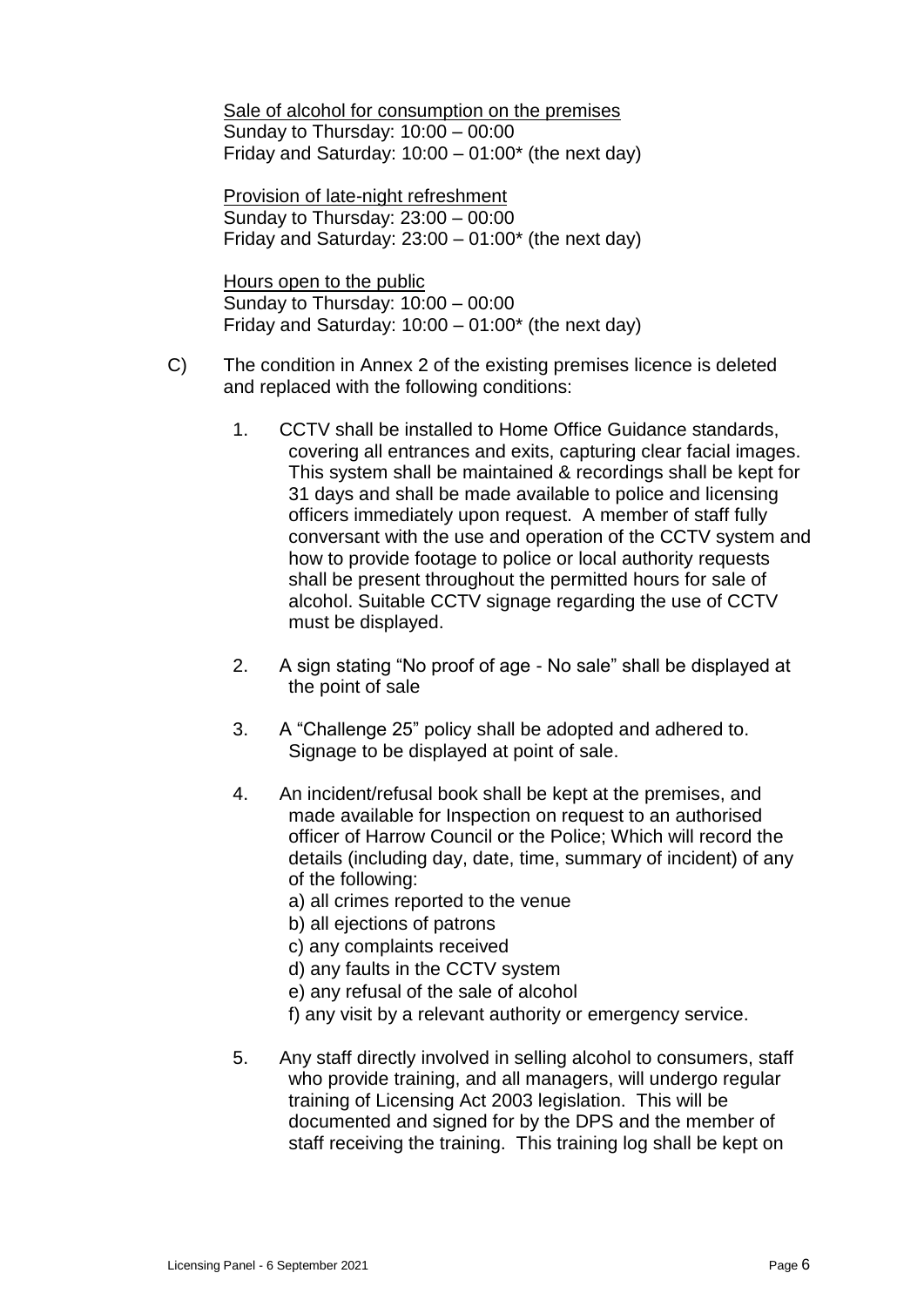<u>Sale of alcohol for consumption on the premises</u>
Sunday to Thursday: 10:00 – 00:00
Friday and Saturday: 10:00 – 01:00* (the next day)

<u>Provision of late-night refreshment</u>
Sunday to Thursday: 23:00 – 00:00
Friday and Saturday: 23:00 – 01:00* (the next day)

<u>Hours open to the public</u>
Sunday to Thursday: 10:00 – 00:00
Friday and Saturday: 10:00 – 01:00* (the next day)

C) The condition in Annex 2 of the existing premises licence is deleted and replaced with the following conditions:

1. CCTV shall be installed to Home Office Guidance standards, covering all entrances and exits, capturing clear facial images. This system shall be maintained & recordings shall be kept for 31 days and shall be made available to police and licensing officers immediately upon request. A member of staff fully conversant with the use and operation of the CCTV system and how to provide footage to police or local authority requests shall be present throughout the permitted hours for sale of alcohol. Suitable CCTV signage regarding the use of CCTV must be displayed.

2. A sign stating "No proof of age - No sale" shall be displayed at the point of sale

3. A "Challenge 25" policy shall be adopted and adhered to. Signage to be displayed at point of sale.

4. An incident/refusal book shall be kept at the premises, and made available for Inspection on request to an authorised officer of Harrow Council or the Police; Which will record the details (including day, date, time, summary of incident) of any of the following:
   a) all crimes reported to the venue
   b) all ejections of patrons
   c) any complaints received
   d) any faults in the CCTV system
   e) any refusal of the sale of alcohol
   f) any visit by a relevant authority or emergency service.

5. Any staff directly involved in selling alcohol to consumers, staff who provide training, and all managers, will undergo regular training of Licensing Act 2003 legislation. This will be documented and signed for by the DPS and the member of staff receiving the training. This training log shall be kept on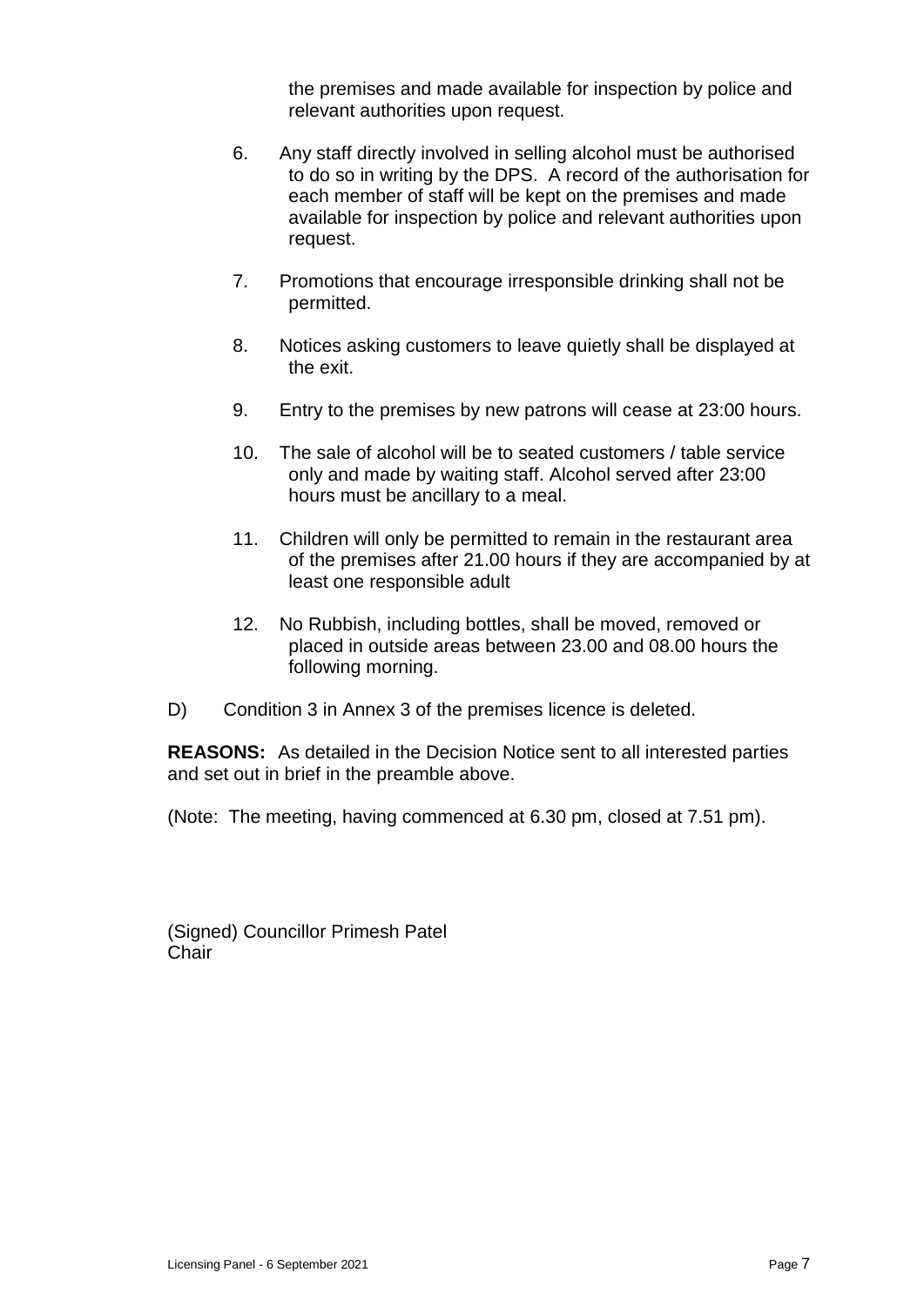the premises and made available for inspection by police and relevant authorities upon request.

6. Any staff directly involved in selling alcohol must be authorised to do so in writing by the DPS. A record of the authorisation for each member of staff will be kept on the premises and made available for inspection by police and relevant authorities upon request.

7. Promotions that encourage irresponsible drinking shall not be permitted.

8. Notices asking customers to leave quietly shall be displayed at the exit.

9. Entry to the premises by new patrons will cease at 23:00 hours.

10. The sale of alcohol will be to seated customers / table service only and made by waiting staff. Alcohol served after 23:00 hours must be ancillary to a meal.

11. Children will only be permitted to remain in the restaurant area of the premises after 21.00 hours if they are accompanied by at least one responsible adult

12. No Rubbish, including bottles, shall be moved, removed or placed in outside areas between 23.00 and 08.00 hours the following morning.

D) Condition 3 in Annex 3 of the premises licence is deleted.

**REASONS:** As detailed in the Decision Notice sent to all interested parties and set out in brief in the preamble above.

(Note: The meeting, having commenced at 6.30 pm, closed at 7.51 pm).

(Signed) Councillor Primesh Patel
Chair